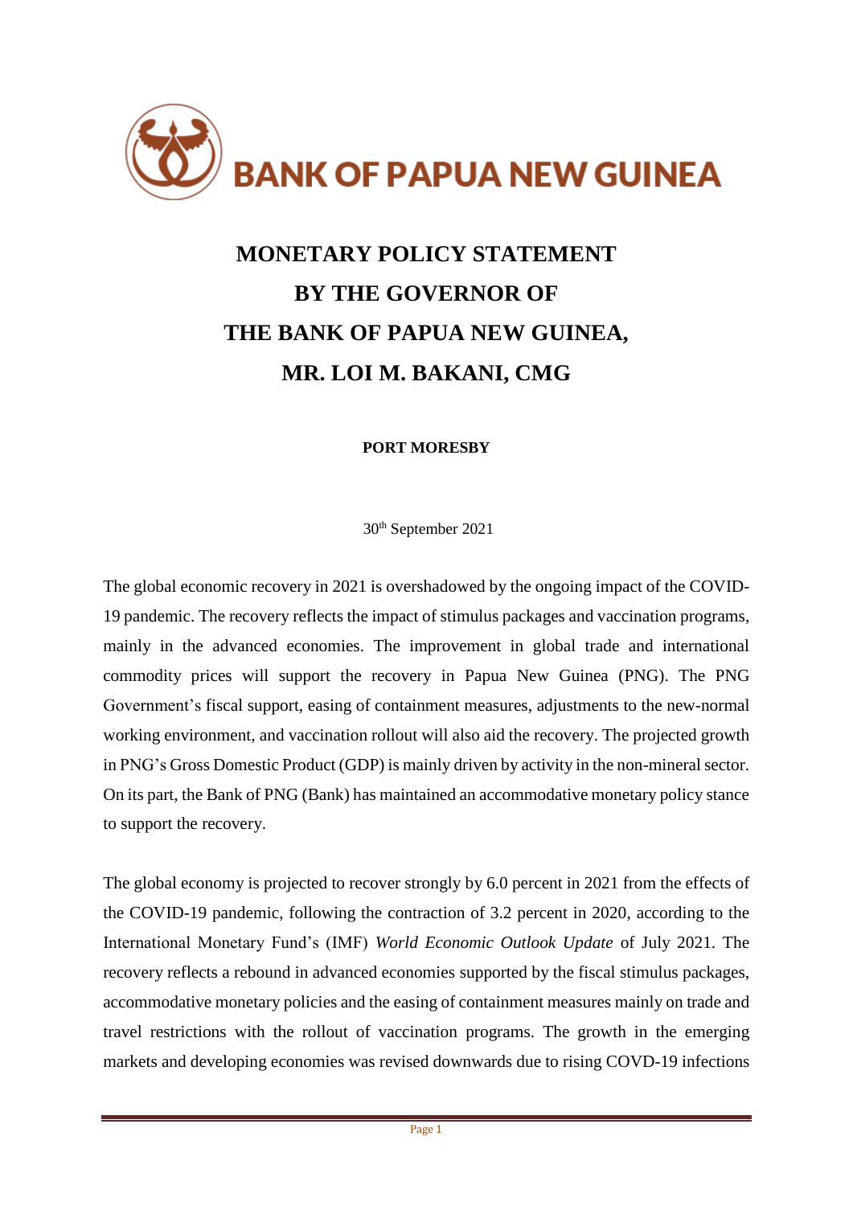**BANK OF PAPUA NEW GUINEA**

# MONETARY POLICY STATEMENT BY THE GOVERNOR OF THE BANK OF PAPUA NEW GUINEA, MR. LOI M. BAKANI, CMG

**PORT MORESBY**

30th September 2021

The global economic recovery in 2021 is overshadowed by the ongoing impact of the COVID-19 pandemic. The recovery reflects the impact of stimulus packages and vaccination programs, mainly in the advanced economies. The improvement in global trade and international commodity prices will support the recovery in Papua New Guinea (PNG). The PNG Government's fiscal support, easing of containment measures, adjustments to the new-normal working environment, and vaccination rollout will also aid the recovery. The projected growth in PNG's Gross Domestic Product (GDP) is mainly driven by activity in the non-mineral sector. On its part, the Bank of PNG (Bank) has maintained an accommodative monetary policy stance to support the recovery.

The global economy is projected to recover strongly by 6.0 percent in 2021 from the effects of the COVID-19 pandemic, following the contraction of 3.2 percent in 2020, according to the International Monetary Fund's (IMF) *World Economic Outlook Update* of July 2021. The recovery reflects a rebound in advanced economies supported by the fiscal stimulus packages, accommodative monetary policies and the easing of containment measures mainly on trade and travel restrictions with the rollout of vaccination programs. The growth in the emerging markets and developing economies was revised downwards due to rising COVD-19 infections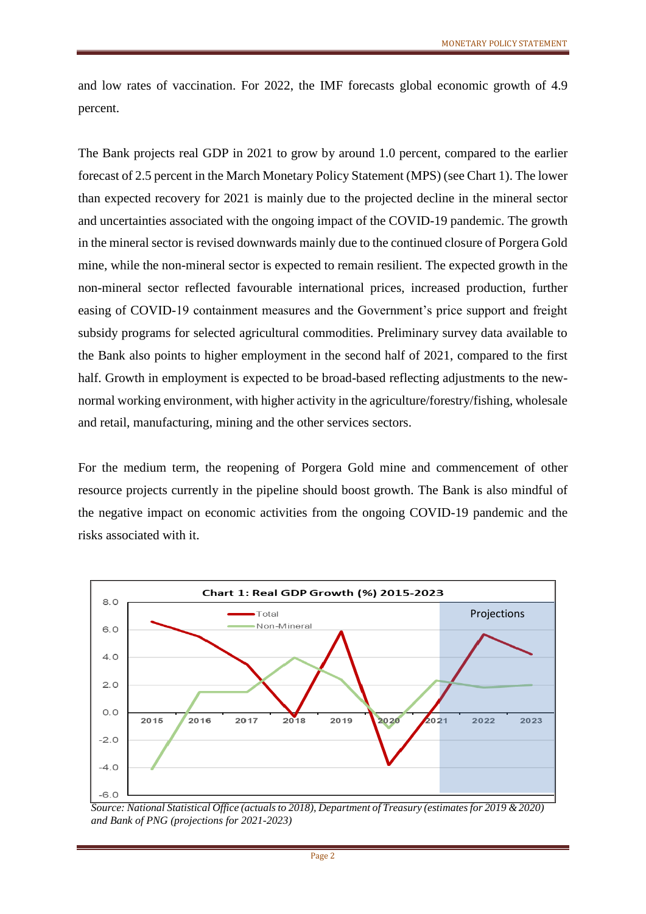and low rates of vaccination. For 2022, the IMF forecasts global economic growth of 4.9 percent.

The Bank projects real GDP in 2021 to grow by around 1.0 percent, compared to the earlier forecast of 2.5 percent in the March Monetary Policy Statement (MPS) (see Chart 1). The lower than expected recovery for 2021 is mainly due to the projected decline in the mineral sector and uncertainties associated with the ongoing impact of the COVID-19 pandemic. The growth in the mineral sector is revised downwards mainly due to the continued closure of Porgera Gold mine, while the non-mineral sector is expected to remain resilient. The expected growth in the non-mineral sector reflected favourable international prices, increased production, further easing of COVID-19 containment measures and the Government's price support and freight subsidy programs for selected agricultural commodities. Preliminary survey data available to the Bank also points to higher employment in the second half of 2021, compared to the first half. Growth in employment is expected to be broad-based reflecting adjustments to the new-normal working environment, with higher activity in the agriculture/forestry/fishing, wholesale and retail, manufacturing, mining and the other services sectors.

For the medium term, the reopening of Porgera Gold mine and commencement of other resource projects currently in the pipeline should boost growth. The Bank is also mindful of the negative impact on economic activities from the ongoing COVID-19 pandemic and the risks associated with it.

**Chart 1: Real GDP Growth (%) 2015-2023**

*Source: National Statistical Office (actuals to 2018), Department of Treasury (estimates for 2019 & 2020) and Bank of PNG (projections for 2021-2023)*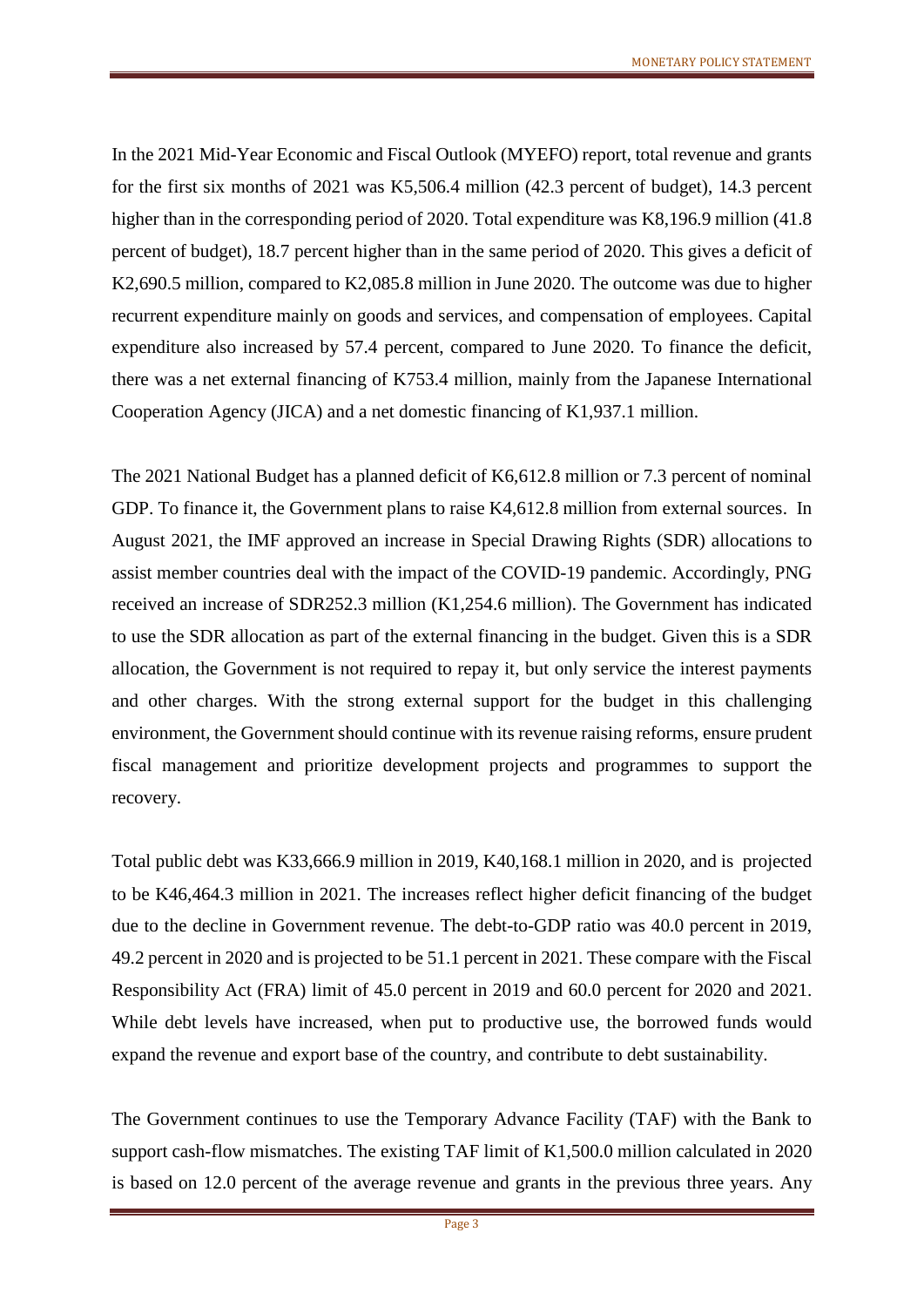In the 2021 Mid-Year Economic and Fiscal Outlook (MYEFO) report, total revenue and grants for the first six months of 2021 was K5,506.4 million (42.3 percent of budget), 14.3 percent higher than in the corresponding period of 2020. Total expenditure was K8,196.9 million (41.8 percent of budget), 18.7 percent higher than in the same period of 2020. This gives a deficit of K2,690.5 million, compared to K2,085.8 million in June 2020. The outcome was due to higher recurrent expenditure mainly on goods and services, and compensation of employees. Capital expenditure also increased by 57.4 percent, compared to June 2020. To finance the deficit, there was a net external financing of K753.4 million, mainly from the Japanese International Cooperation Agency (JICA) and a net domestic financing of K1,937.1 million.

The 2021 National Budget has a planned deficit of K6,612.8 million or 7.3 percent of nominal GDP. To finance it, the Government plans to raise K4,612.8 million from external sources. In August 2021, the IMF approved an increase in Special Drawing Rights (SDR) allocations to assist member countries deal with the impact of the COVID-19 pandemic. Accordingly, PNG received an increase of SDR252.3 million (K1,254.6 million). The Government has indicated to use the SDR allocation as part of the external financing in the budget. Given this is a SDR allocation, the Government is not required to repay it, but only service the interest payments and other charges. With the strong external support for the budget in this challenging environment, the Government should continue with its revenue raising reforms, ensure prudent fiscal management and prioritize development projects and programmes to support the recovery.

Total public debt was K33,666.9 million in 2019, K40,168.1 million in 2020, and is projected to be K46,464.3 million in 2021. The increases reflect higher deficit financing of the budget due to the decline in Government revenue. The debt-to-GDP ratio was 40.0 percent in 2019, 49.2 percent in 2020 and is projected to be 51.1 percent in 2021. These compare with the Fiscal Responsibility Act (FRA) limit of 45.0 percent in 2019 and 60.0 percent for 2020 and 2021. While debt levels have increased, when put to productive use, the borrowed funds would expand the revenue and export base of the country, and contribute to debt sustainability.

The Government continues to use the Temporary Advance Facility (TAF) with the Bank to support cash-flow mismatches. The existing TAF limit of K1,500.0 million calculated in 2020 is based on 12.0 percent of the average revenue and grants in the previous three years. Any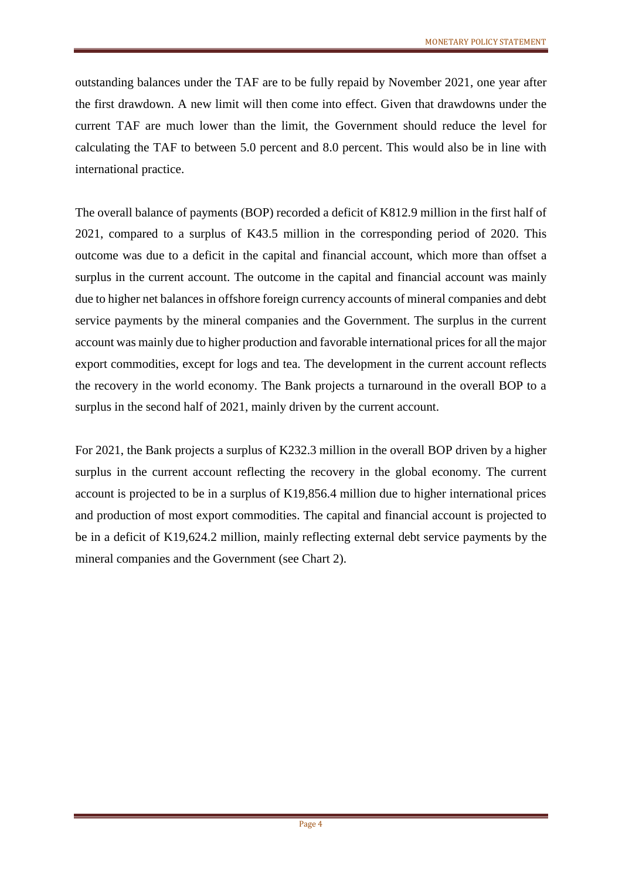outstanding balances under the TAF are to be fully repaid by November 2021, one year after the first drawdown. A new limit will then come into effect. Given that drawdowns under the current TAF are much lower than the limit, the Government should reduce the level for calculating the TAF to between 5.0 percent and 8.0 percent. This would also be in line with international practice.

The overall balance of payments (BOP) recorded a deficit of K812.9 million in the first half of 2021, compared to a surplus of K43.5 million in the corresponding period of 2020. This outcome was due to a deficit in the capital and financial account, which more than offset a surplus in the current account. The outcome in the capital and financial account was mainly due to higher net balances in offshore foreign currency accounts of mineral companies and debt service payments by the mineral companies and the Government. The surplus in the current account was mainly due to higher production and favorable international prices for all the major export commodities, except for logs and tea. The development in the current account reflects the recovery in the world economy. The Bank projects a turnaround in the overall BOP to a surplus in the second half of 2021, mainly driven by the current account.

For 2021, the Bank projects a surplus of K232.3 million in the overall BOP driven by a higher surplus in the current account reflecting the recovery in the global economy. The current account is projected to be in a surplus of K19,856.4 million due to higher international prices and production of most export commodities. The capital and financial account is projected to be in a deficit of K19,624.2 million, mainly reflecting external debt service payments by the mineral companies and the Government (see Chart 2).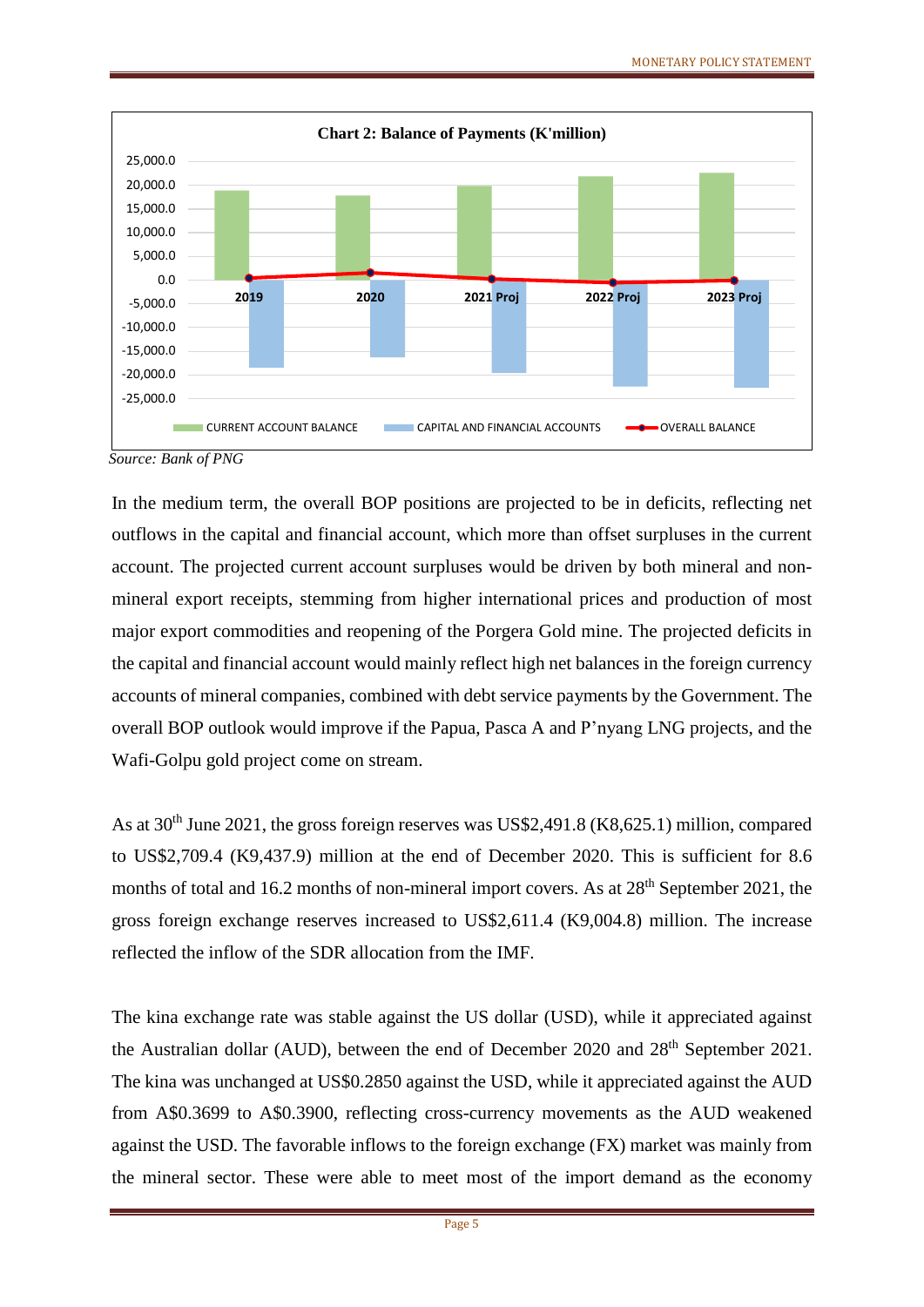**Chart 2: Balance of Payments (K'million)**

*Source: Bank of PNG*

In the medium term, the overall BOP positions are projected to be in deficits, reflecting net outflows in the capital and financial account, which more than offset surpluses in the current account. The projected current account surpluses would be driven by both mineral and non-mineral export receipts, stemming from higher international prices and production of most major export commodities and reopening of the Porgera Gold mine. The projected deficits in the capital and financial account would mainly reflect high net balances in the foreign currency accounts of mineral companies, combined with debt service payments by the Government. The overall BOP outlook would improve if the Papua, Pasca A and P'nyang LNG projects, and the Wafi-Golpu gold project come on stream.

As at 30th June 2021, the gross foreign reserves was US$2,491.8 (K8,625.1) million, compared to US$2,709.4 (K9,437.9) million at the end of December 2020. This is sufficient for 8.6 months of total and 16.2 months of non-mineral import covers. As at 28th September 2021, the gross foreign exchange reserves increased to US$2,611.4 (K9,004.8) million. The increase reflected the inflow of the SDR allocation from the IMF.

The kina exchange rate was stable against the US dollar (USD), while it appreciated against the Australian dollar (AUD), between the end of December 2020 and 28th September 2021. The kina was unchanged at US$0.2850 against the USD, while it appreciated against the AUD from A$0.3699 to A$0.3900, reflecting cross-currency movements as the AUD weakened against the USD. The favorable inflows to the foreign exchange (FX) market was mainly from the mineral sector. These were able to meet most of the import demand as the economy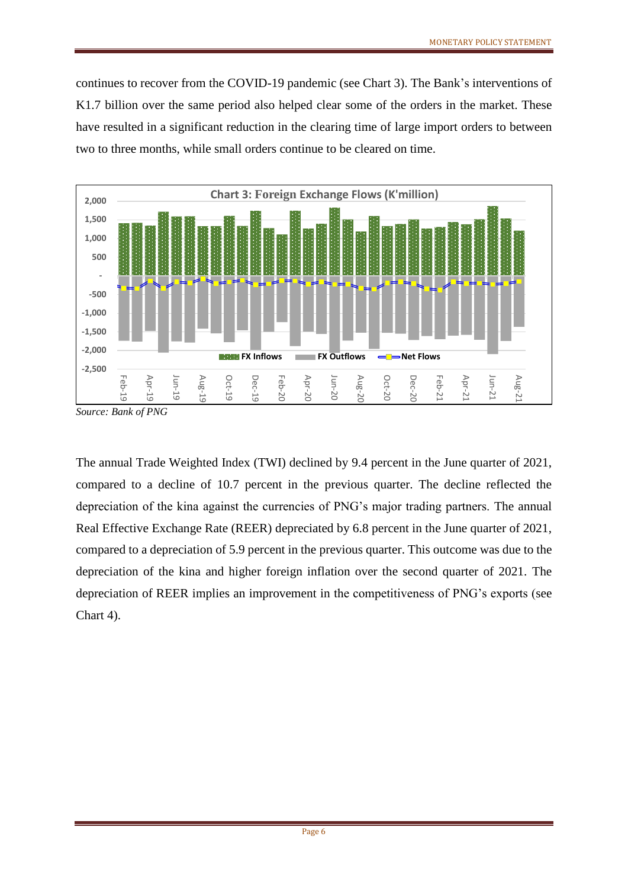continues to recover from the COVID-19 pandemic (see Chart 3). The Bank's interventions of K1.7 billion over the same period also helped clear some of the orders in the market. These have resulted in a significant reduction in the clearing time of large import orders to between two to three months, while small orders continue to be cleared on time.

**Chart 3: Foreign Exchange Flows (K'million)**

*Source: Bank of PNG*

The annual Trade Weighted Index (TWI) declined by 9.4 percent in the June quarter of 2021, compared to a decline of 10.7 percent in the previous quarter. The decline reflected the depreciation of the kina against the currencies of PNG's major trading partners. The annual Real Effective Exchange Rate (REER) depreciated by 6.8 percent in the June quarter of 2021, compared to a depreciation of 5.9 percent in the previous quarter. This outcome was due to the depreciation of the kina and higher foreign inflation over the second quarter of 2021. The depreciation of REER implies an improvement in the competitiveness of PNG's exports (see Chart 4).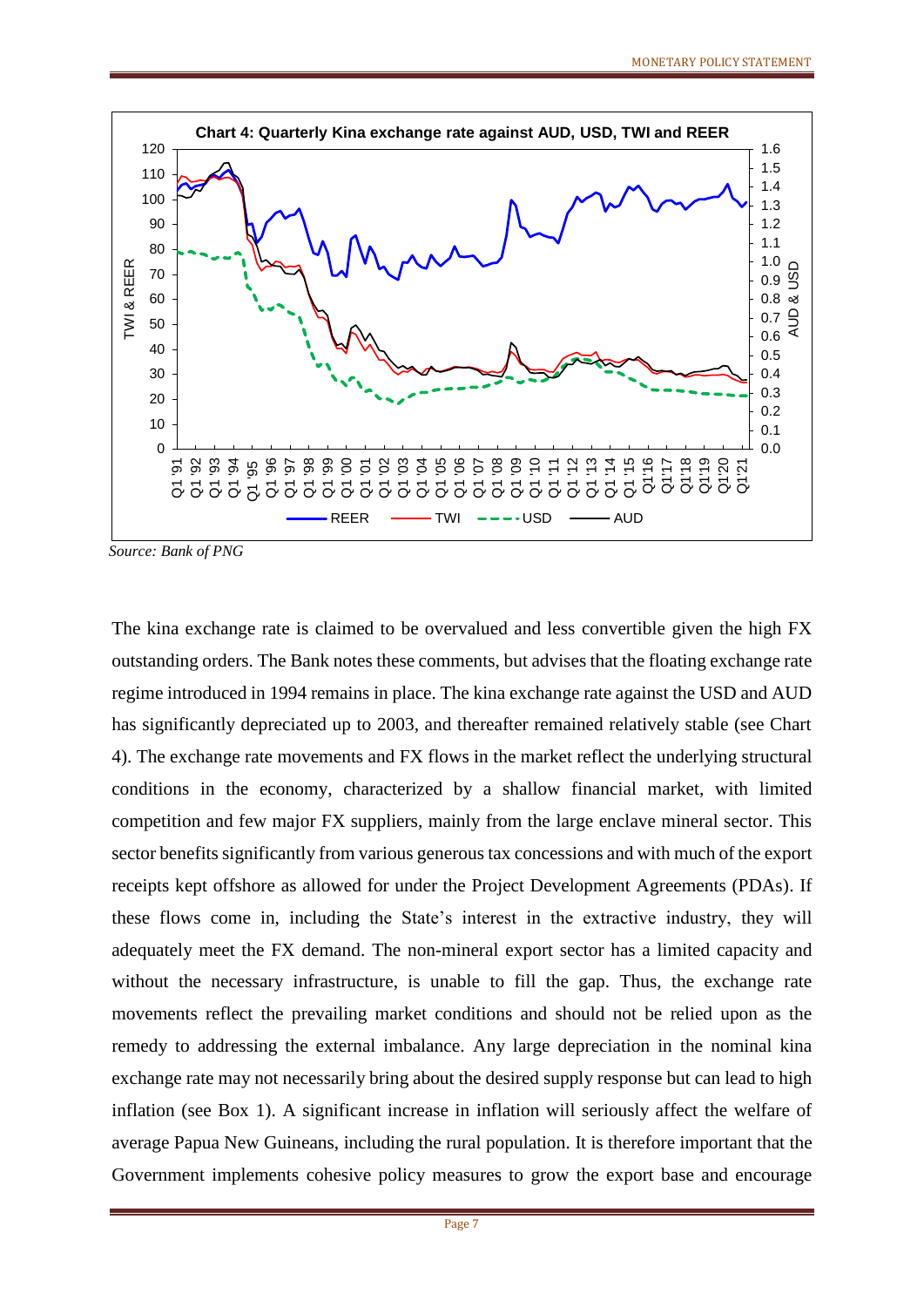**Chart 4: Quarterly Kina exchange rate against AUD, USD, TWI and REER**

*Source: Bank of PNG*

The kina exchange rate is claimed to be overvalued and less convertible given the high FX outstanding orders. The Bank notes these comments, but advises that the floating exchange rate regime introduced in 1994 remains in place. The kina exchange rate against the USD and AUD has significantly depreciated up to 2003, and thereafter remained relatively stable (see Chart 4). The exchange rate movements and FX flows in the market reflect the underlying structural conditions in the economy, characterized by a shallow financial market, with limited competition and few major FX suppliers, mainly from the large enclave mineral sector. This sector benefits significantly from various generous tax concessions and with much of the export receipts kept offshore as allowed for under the Project Development Agreements (PDAs). If these flows come in, including the State's interest in the extractive industry, they will adequately meet the FX demand. The non-mineral export sector has a limited capacity and without the necessary infrastructure, is unable to fill the gap. Thus, the exchange rate movements reflect the prevailing market conditions and should not be relied upon as the remedy to addressing the external imbalance. Any large depreciation in the nominal kina exchange rate may not necessarily bring about the desired supply response but can lead to high inflation (see Box 1). A significant increase in inflation will seriously affect the welfare of average Papua New Guineans, including the rural population. It is therefore important that the Government implements cohesive policy measures to grow the export base and encourage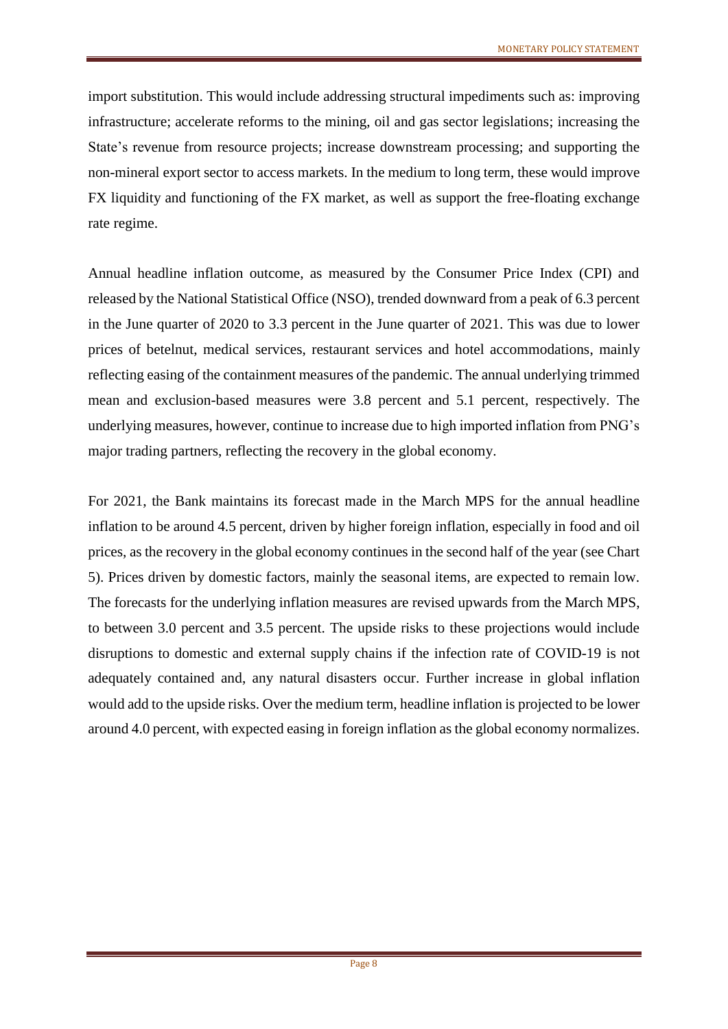import substitution. This would include addressing structural impediments such as: improving infrastructure; accelerate reforms to the mining, oil and gas sector legislations; increasing the State's revenue from resource projects; increase downstream processing; and supporting the non-mineral export sector to access markets. In the medium to long term, these would improve FX liquidity and functioning of the FX market, as well as support the free-floating exchange rate regime.

Annual headline inflation outcome, as measured by the Consumer Price Index (CPI) and released by the National Statistical Office (NSO), trended downward from a peak of 6.3 percent in the June quarter of 2020 to 3.3 percent in the June quarter of 2021. This was due to lower prices of betelnut, medical services, restaurant services and hotel accommodations, mainly reflecting easing of the containment measures of the pandemic. The annual underlying trimmed mean and exclusion-based measures were 3.8 percent and 5.1 percent, respectively. The underlying measures, however, continue to increase due to high imported inflation from PNG's major trading partners, reflecting the recovery in the global economy.

For 2021, the Bank maintains its forecast made in the March MPS for the annual headline inflation to be around 4.5 percent, driven by higher foreign inflation, especially in food and oil prices, as the recovery in the global economy continues in the second half of the year (see Chart 5). Prices driven by domestic factors, mainly the seasonal items, are expected to remain low. The forecasts for the underlying inflation measures are revised upwards from the March MPS, to between 3.0 percent and 3.5 percent. The upside risks to these projections would include disruptions to domestic and external supply chains if the infection rate of COVID-19 is not adequately contained and, any natural disasters occur. Further increase in global inflation would add to the upside risks. Over the medium term, headline inflation is projected to be lower around 4.0 percent, with expected easing in foreign inflation as the global economy normalizes.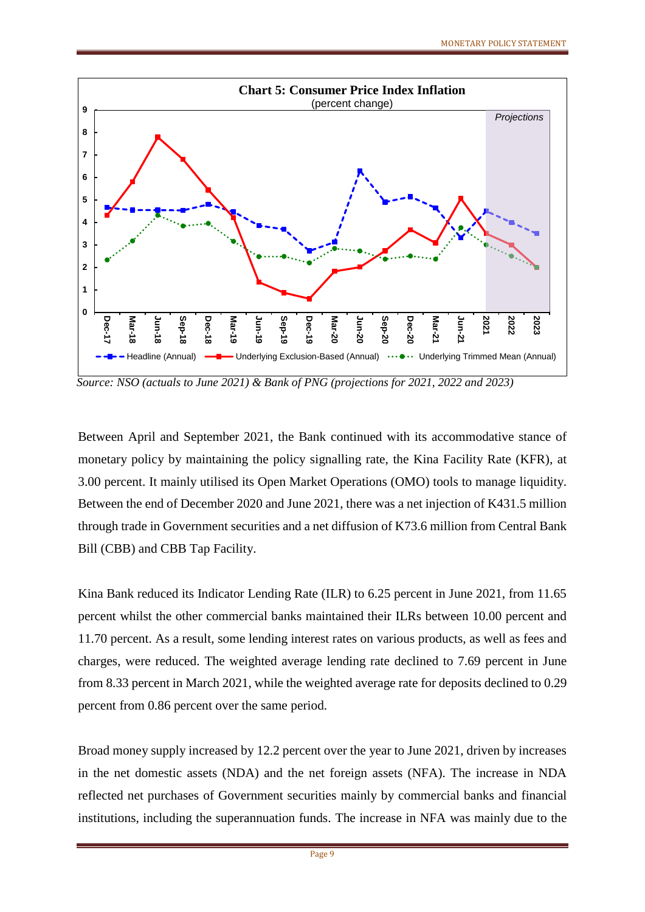**Chart 5: Consumer Price Index Inflation**
(percent change)

*Source: NSO (actuals to June 2021) & Bank of PNG (projections for 2021, 2022 and 2023)*

Between April and September 2021, the Bank continued with its accommodative stance of monetary policy by maintaining the policy signalling rate, the Kina Facility Rate (KFR), at 3.00 percent. It mainly utilised its Open Market Operations (OMO) tools to manage liquidity. Between the end of December 2020 and June 2021, there was a net injection of K431.5 million through trade in Government securities and a net diffusion of K73.6 million from Central Bank Bill (CBB) and CBB Tap Facility.

Kina Bank reduced its Indicator Lending Rate (ILR) to 6.25 percent in June 2021, from 11.65 percent whilst the other commercial banks maintained their ILRs between 10.00 percent and 11.70 percent. As a result, some lending interest rates on various products, as well as fees and charges, were reduced. The weighted average lending rate declined to 7.69 percent in June from 8.33 percent in March 2021, while the weighted average rate for deposits declined to 0.29 percent from 0.86 percent over the same period.

Broad money supply increased by 12.2 percent over the year to June 2021, driven by increases in the net domestic assets (NDA) and the net foreign assets (NFA). The increase in NDA reflected net purchases of Government securities mainly by commercial banks and financial institutions, including the superannuation funds. The increase in NFA was mainly due to the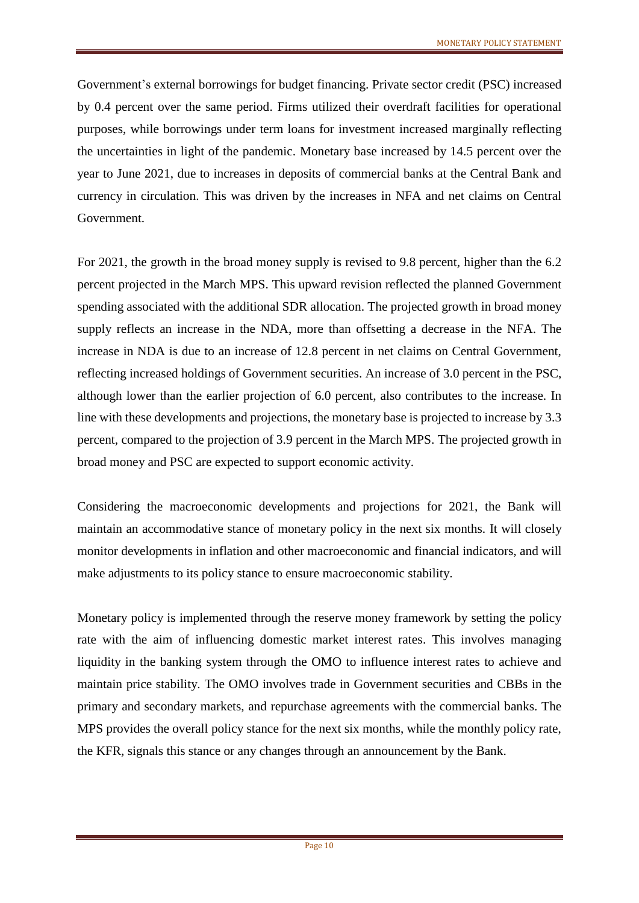Government's external borrowings for budget financing. Private sector credit (PSC) increased by 0.4 percent over the same period. Firms utilized their overdraft facilities for operational purposes, while borrowings under term loans for investment increased marginally reflecting the uncertainties in light of the pandemic. Monetary base increased by 14.5 percent over the year to June 2021, due to increases in deposits of commercial banks at the Central Bank and currency in circulation. This was driven by the increases in NFA and net claims on Central Government.

For 2021, the growth in the broad money supply is revised to 9.8 percent, higher than the 6.2 percent projected in the March MPS. This upward revision reflected the planned Government spending associated with the additional SDR allocation. The projected growth in broad money supply reflects an increase in the NDA, more than offsetting a decrease in the NFA. The increase in NDA is due to an increase of 12.8 percent in net claims on Central Government, reflecting increased holdings of Government securities. An increase of 3.0 percent in the PSC, although lower than the earlier projection of 6.0 percent, also contributes to the increase. In line with these developments and projections, the monetary base is projected to increase by 3.3 percent, compared to the projection of 3.9 percent in the March MPS. The projected growth in broad money and PSC are expected to support economic activity.

Considering the macroeconomic developments and projections for 2021, the Bank will maintain an accommodative stance of monetary policy in the next six months. It will closely monitor developments in inflation and other macroeconomic and financial indicators, and will make adjustments to its policy stance to ensure macroeconomic stability.

Monetary policy is implemented through the reserve money framework by setting the policy rate with the aim of influencing domestic market interest rates. This involves managing liquidity in the banking system through the OMO to influence interest rates to achieve and maintain price stability. The OMO involves trade in Government securities and CBBs in the primary and secondary markets, and repurchase agreements with the commercial banks. The MPS provides the overall policy stance for the next six months, while the monthly policy rate, the KFR, signals this stance or any changes through an announcement by the Bank.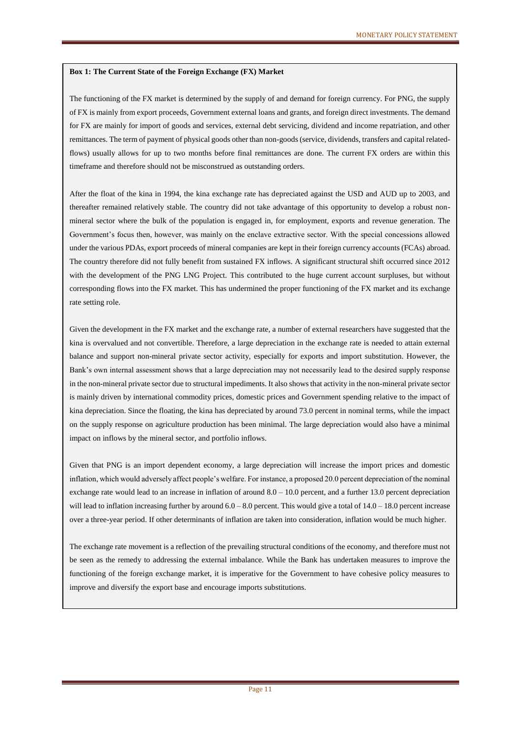**Box 1: The Current State of the Foreign Exchange (FX) Market**

The functioning of the FX market is determined by the supply of and demand for foreign currency. For PNG, the supply of FX is mainly from export proceeds, Government external loans and grants, and foreign direct investments. The demand for FX are mainly for import of goods and services, external debt servicing, dividend and income repatriation, and other remittances. The term of payment of physical goods other than non-goods (service, dividends, transfers and capital related-flows) usually allows for up to two months before final remittances are done. The current FX orders are within this timeframe and therefore should not be misconstrued as outstanding orders.

After the float of the kina in 1994, the kina exchange rate has depreciated against the USD and AUD up to 2003, and thereafter remained relatively stable. The country did not take advantage of this opportunity to develop a robust non-mineral sector where the bulk of the population is engaged in, for employment, exports and revenue generation. The Government's focus then, however, was mainly on the enclave extractive sector. With the special concessions allowed under the various PDAs, export proceeds of mineral companies are kept in their foreign currency accounts (FCAs) abroad. The country therefore did not fully benefit from sustained FX inflows. A significant structural shift occurred since 2012 with the development of the PNG LNG Project. This contributed to the huge current account surpluses, but without corresponding flows into the FX market. This has undermined the proper functioning of the FX market and its exchange rate setting role.

Given the development in the FX market and the exchange rate, a number of external researchers have suggested that the kina is overvalued and not convertible. Therefore, a large depreciation in the exchange rate is needed to attain external balance and support non-mineral private sector activity, especially for exports and import substitution. However, the Bank's own internal assessment shows that a large depreciation may not necessarily lead to the desired supply response in the non-mineral private sector due to structural impediments. It also shows that activity in the non-mineral private sector is mainly driven by international commodity prices, domestic prices and Government spending relative to the impact of kina depreciation. Since the floating, the kina has depreciated by around 73.0 percent in nominal terms, while the impact on the supply response on agriculture production has been minimal. The large depreciation would also have a minimal impact on inflows by the mineral sector, and portfolio inflows.

Given that PNG is an import dependent economy, a large depreciation will increase the import prices and domestic inflation, which would adversely affect people's welfare. For instance, a proposed 20.0 percent depreciation of the nominal exchange rate would lead to an increase in inflation of around 8.0 – 10.0 percent, and a further 13.0 percent depreciation will lead to inflation increasing further by around 6.0 – 8.0 percent. This would give a total of 14.0 – 18.0 percent increase over a three-year period. If other determinants of inflation are taken into consideration, inflation would be much higher.

The exchange rate movement is a reflection of the prevailing structural conditions of the economy, and therefore must not be seen as the remedy to addressing the external imbalance. While the Bank has undertaken measures to improve the functioning of the foreign exchange market, it is imperative for the Government to have cohesive policy measures to improve and diversify the export base and encourage imports substitutions.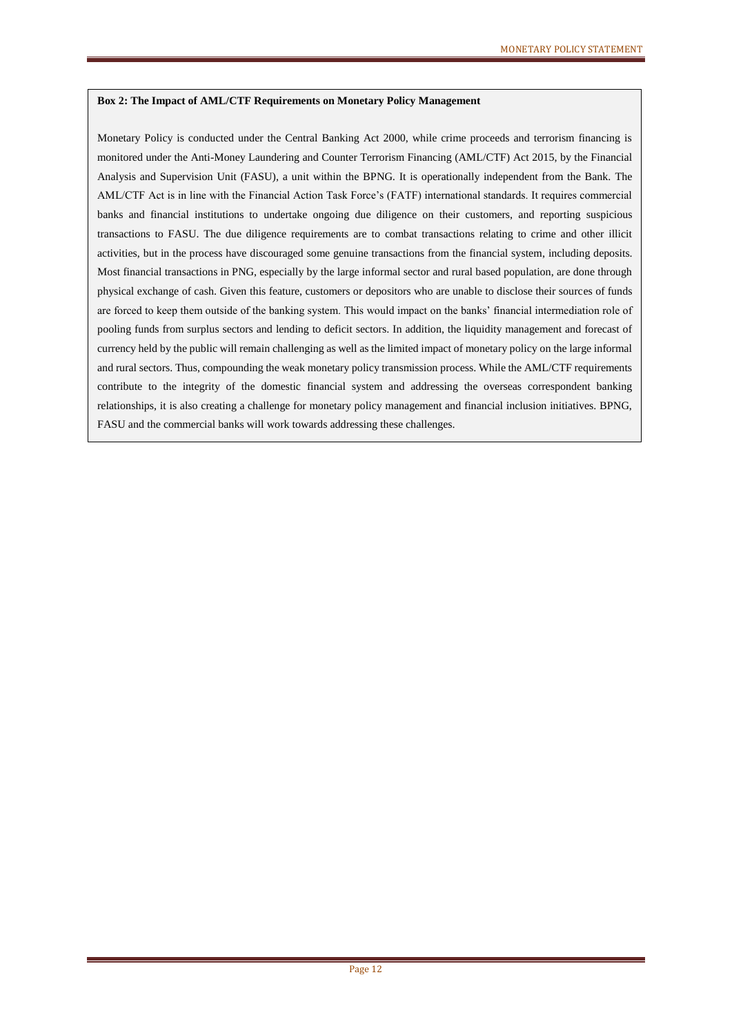**Box 2: The Impact of AML/CTF Requirements on Monetary Policy Management**

Monetary Policy is conducted under the Central Banking Act 2000, while crime proceeds and terrorism financing is monitored under the Anti-Money Laundering and Counter Terrorism Financing (AML/CTF) Act 2015, by the Financial Analysis and Supervision Unit (FASU), a unit within the BPNG. It is operationally independent from the Bank. The AML/CTF Act is in line with the Financial Action Task Force's (FATF) international standards. It requires commercial banks and financial institutions to undertake ongoing due diligence on their customers, and reporting suspicious transactions to FASU. The due diligence requirements are to combat transactions relating to crime and other illicit activities, but in the process have discouraged some genuine transactions from the financial system, including deposits. Most financial transactions in PNG, especially by the large informal sector and rural based population, are done through physical exchange of cash. Given this feature, customers or depositors who are unable to disclose their sources of funds are forced to keep them outside of the banking system. This would impact on the banks' financial intermediation role of pooling funds from surplus sectors and lending to deficit sectors. In addition, the liquidity management and forecast of currency held by the public will remain challenging as well as the limited impact of monetary policy on the large informal and rural sectors. Thus, compounding the weak monetary policy transmission process. While the AML/CTF requirements contribute to the integrity of the domestic financial system and addressing the overseas correspondent banking relationships, it is also creating a challenge for monetary policy management and financial inclusion initiatives. BPNG, FASU and the commercial banks will work towards addressing these challenges.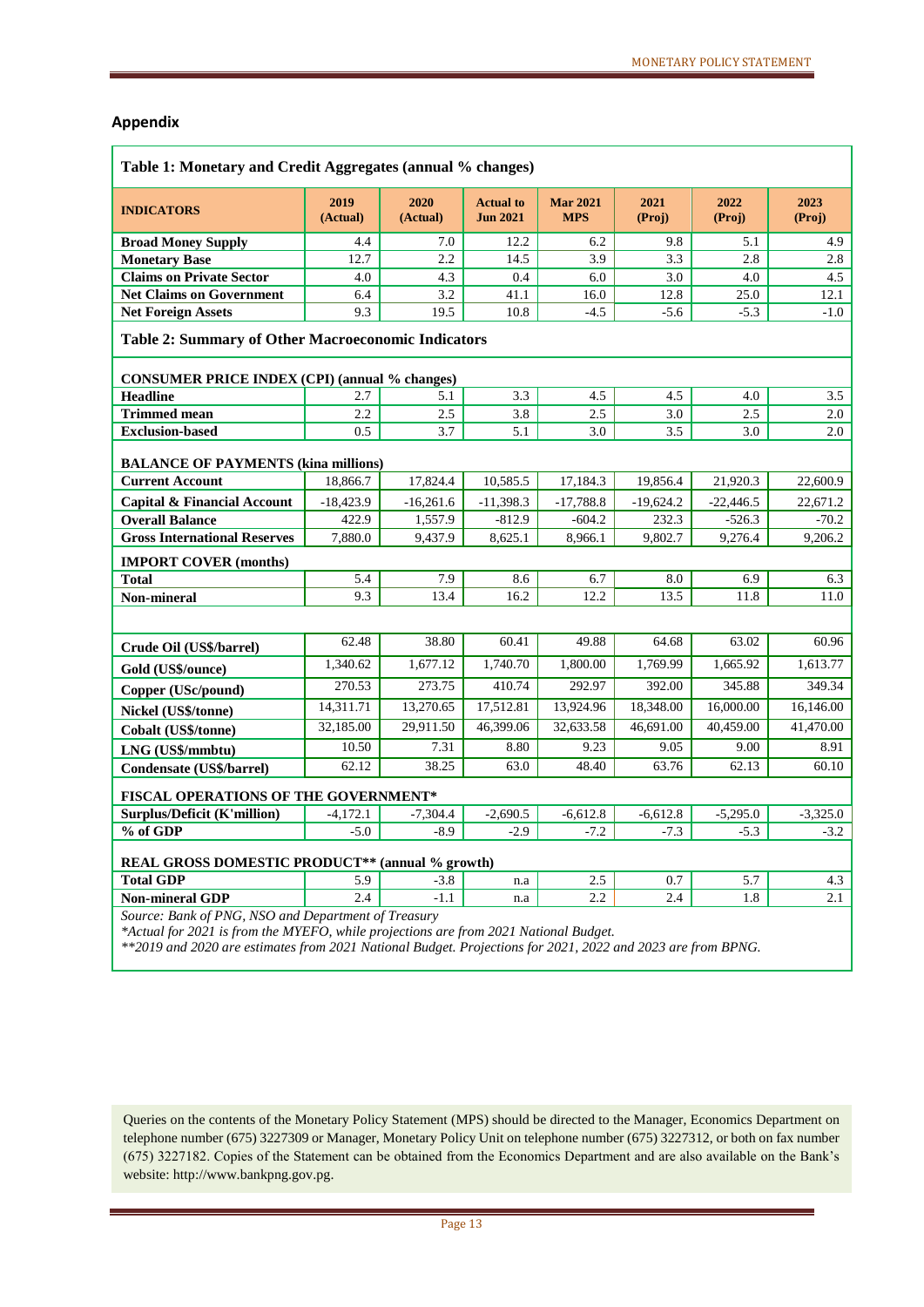## Appendix

**Table 1: Monetary and Credit Aggregates (annual % changes)**

| INDICATORS | 2019 (Actual) | 2020 (Actual) | Actual to Jun 2021 | Mar 2021 MPS | 2021 (Proj) | 2022 (Proj) | 2023 (Proj) |
|---|---|---|---|---|---|---|---|
| **Broad Money Supply** | 4.4 | 7.0 | 12.2 | 6.2 | 9.8 | 5.1 | 4.9 |
| **Monetary Base** | 12.7 | 2.2 | 14.5 | 3.9 | 3.3 | 2.8 | 2.8 |
| **Claims on Private Sector** | 4.0 | 4.3 | 0.4 | 6.0 | 3.0 | 4.0 | 4.5 |
| **Net Claims on Government** | 6.4 | 3.2 | 41.1 | 16.0 | 12.8 | 25.0 | 12.1 |
| **Net Foreign Assets** | 9.3 | 19.5 | 10.8 | -4.5 | -5.6 | -5.3 | -1.0 |

**Table 2: Summary of Other Macroeconomic Indicators**

| | 2019 (Actual) | 2020 (Actual) | Actual to Jun 2021 | Mar 2021 MPS | 2021 (Proj) | 2022 (Proj) | 2023 (Proj) |
|---|---|---|---|---|---|---|---|
| **CONSUMER PRICE INDEX (CPI) (annual % changes)** | | | | | | | |
| **Headline** | 2.7 | 5.1 | 3.3 | 4.5 | 4.5 | 4.0 | 3.5 |
| **Trimmed mean** | 2.2 | 2.5 | 3.8 | 2.5 | 3.0 | 2.5 | 2.0 |
| **Exclusion-based** | 0.5 | 3.7 | 5.1 | 3.0 | 3.5 | 3.0 | 2.0 |
| **BALANCE OF PAYMENTS (kina millions)** | | | | | | | |
| **Current Account** | 18,866.7 | 17,824.4 | 10,585.5 | 17,184.3 | 19,856.4 | 21,920.3 | 22,600.9 |
| **Capital & Financial Account** | -18,423.9 | -16,261.6 | -11,398.3 | -17,788.8 | -19,624.2 | -22,446.5 | 22,671.2 |
| **Overall Balance** | 422.9 | 1,557.9 | -812.9 | -604.2 | 232.3 | -526.3 | -70.2 |
| **Gross International Reserves** | 7,880.0 | 9,437.9 | 8,625.1 | 8,966.1 | 9,802.7 | 9,276.4 | 9,206.2 |
| **IMPORT COVER (months)** | | | | | | | |
| **Total** | 5.4 | 7.9 | 8.6 | 6.7 | 8.0 | 6.9 | 6.3 |
| **Non-mineral** | 9.3 | 13.4 | 16.2 | 12.2 | 13.5 | 11.8 | 11.0 |
| **Crude Oil (US$/barrel)** | 62.48 | 38.80 | 60.41 | 49.88 | 64.68 | 63.02 | 60.96 |
| **Gold (US$/ounce)** | 1,340.62 | 1,677.12 | 1,740.70 | 1,800.00 | 1,769.99 | 1,665.92 | 1,613.77 |
| **Copper (USc/pound)** | 270.53 | 273.75 | 410.74 | 292.97 | 392.00 | 345.88 | 349.34 |
| **Nickel (US$/tonne)** | 14,311.71 | 13,270.65 | 17,512.81 | 13,924.96 | 18,348.00 | 16,000.00 | 16,146.00 |
| **Cobalt (US$/tonne)** | 32,185.00 | 29,911.50 | 46,399.06 | 32,633.58 | 46,691.00 | 40,459.00 | 41,470.00 |
| **LNG (US$/mmbtu)** | 10.50 | 7.31 | 8.80 | 9.23 | 9.05 | 9.00 | 8.91 |
| **Condensate (US$/barrel)** | 62.12 | 38.25 | 63.0 | 48.40 | 63.76 | 62.13 | 60.10 |
| **FISCAL OPERATIONS OF THE GOVERNMENT*** | | | | | | | |
| **Surplus/Deficit (K'million)** | -4,172.1 | -7,304.4 | -2,690.5 | -6,612.8 | -6,612.8 | -5,295.0 | -3,325.0 |
| **% of GDP** | -5.0 | -8.9 | -2.9 | -7.2 | -7.3 | -5.3 | -3.2 |
| **REAL GROSS DOMESTIC PRODUCT** (annual % growth)** | | | | | | | |
| **Total GDP** | 5.9 | -3.8 | n.a | 2.5 | 0.7 | 5.7 | 4.3 |
| **Non-mineral GDP** | 2.4 | -1.1 | n.a | 2.2 | 2.4 | 1.8 | 2.1 |

*Source: Bank of PNG, NSO and Department of Treasury*

*\*Actual for 2021 is from the MYEFO, while projections are from 2021 National Budget.*

*\*\*2019 and 2020 are estimates from 2021 National Budget. Projections for 2021, 2022 and 2023 are from BPNG.*

Queries on the contents of the Monetary Policy Statement (MPS) should be directed to the Manager, Economics Department on telephone number (675) 3227309 or Manager, Monetary Policy Unit on telephone number (675) 3227312, or both on fax number (675) 3227182. Copies of the Statement can be obtained from the Economics Department and are also available on the Bank's website: http://www.bankpng.gov.pg.